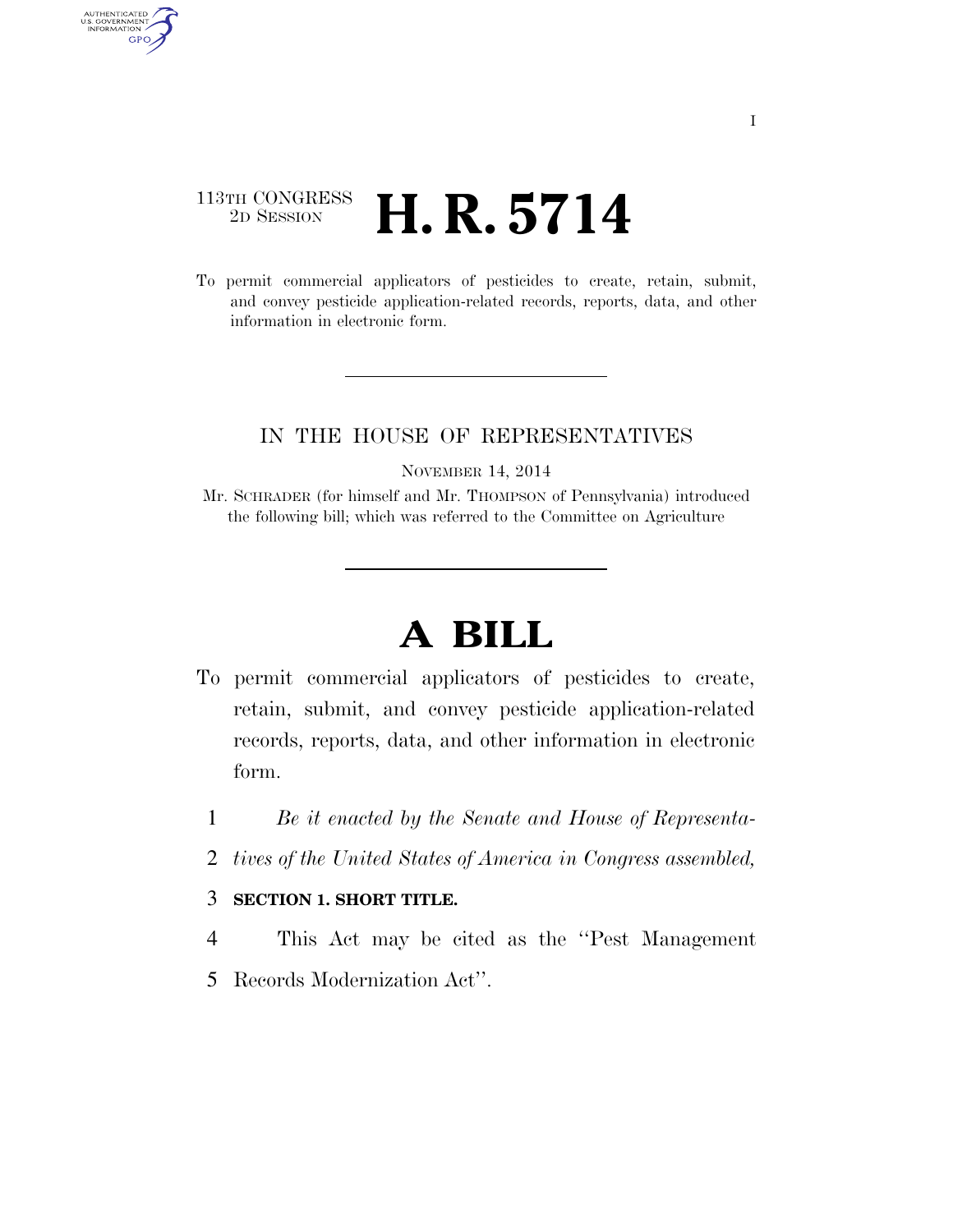113TH CONGRESS
2D SESSION

# H. R. 5714

To permit commercial applicators of pesticides to create, retain, submit, and convey pesticide application-related records, reports, data, and other information in electronic form.

---

IN THE HOUSE OF REPRESENTATIVES

NOVEMBER 14, 2014

Mr. SCHRADER (for himself and Mr. THOMPSON of Pennsylvania) introduced the following bill; which was referred to the Committee on Agriculture

---

# A BILL

To permit commercial applicators of pesticides to create, retain, submit, and convey pesticide application-related records, reports, data, and other information in electronic form.

1 *Be it enacted by the Senate and House of Representa-*
2 *tives of the United States of America in Congress assembled,*

3 **SECTION 1. SHORT TITLE.**

4 This Act may be cited as the ''Pest Management
5 Records Modernization Act''.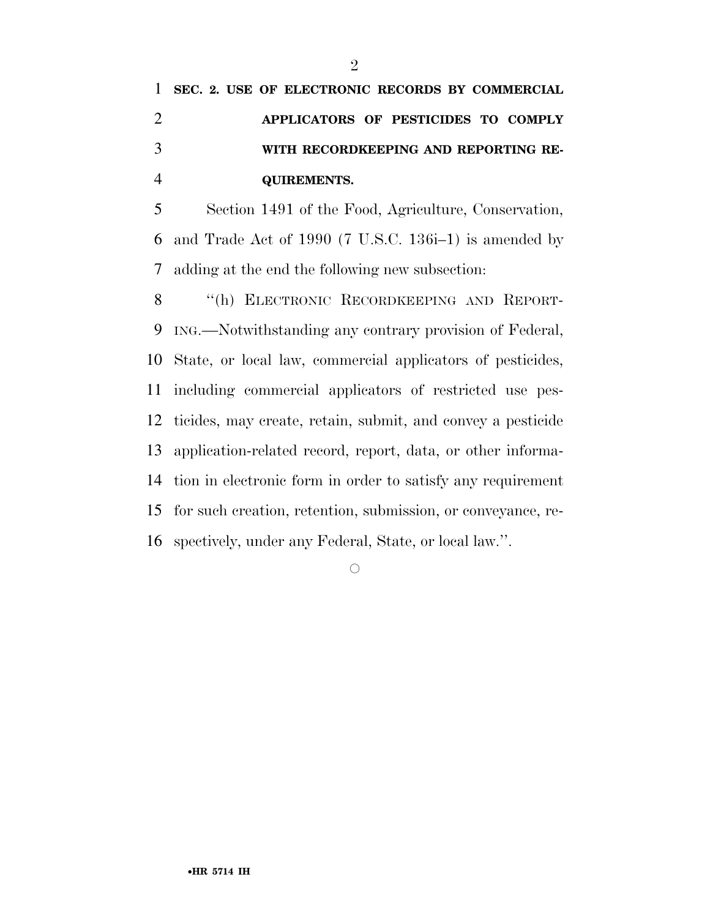**SEC. 2. USE OF ELECTRONIC RECORDS BY COMMERCIAL APPLICATORS OF PESTICIDES TO COMPLY WITH RECORDKEEPING AND REPORTING REQUIREMENTS.**

Section 1491 of the Food, Agriculture, Conservation, and Trade Act of 1990 (7 U.S.C. 136i–1) is amended by adding at the end the following new subsection:

"(h) ELECTRONIC RECORDKEEPING AND REPORTING.—Notwithstanding any contrary provision of Federal, State, or local law, commercial applicators of pesticides, including commercial applicators of restricted use pesticides, may create, retain, submit, and convey a pesticide application-related record, report, data, or other information in electronic form in order to satisfy any requirement for such creation, retention, submission, or conveyance, respectively, under any Federal, State, or local law.".

○